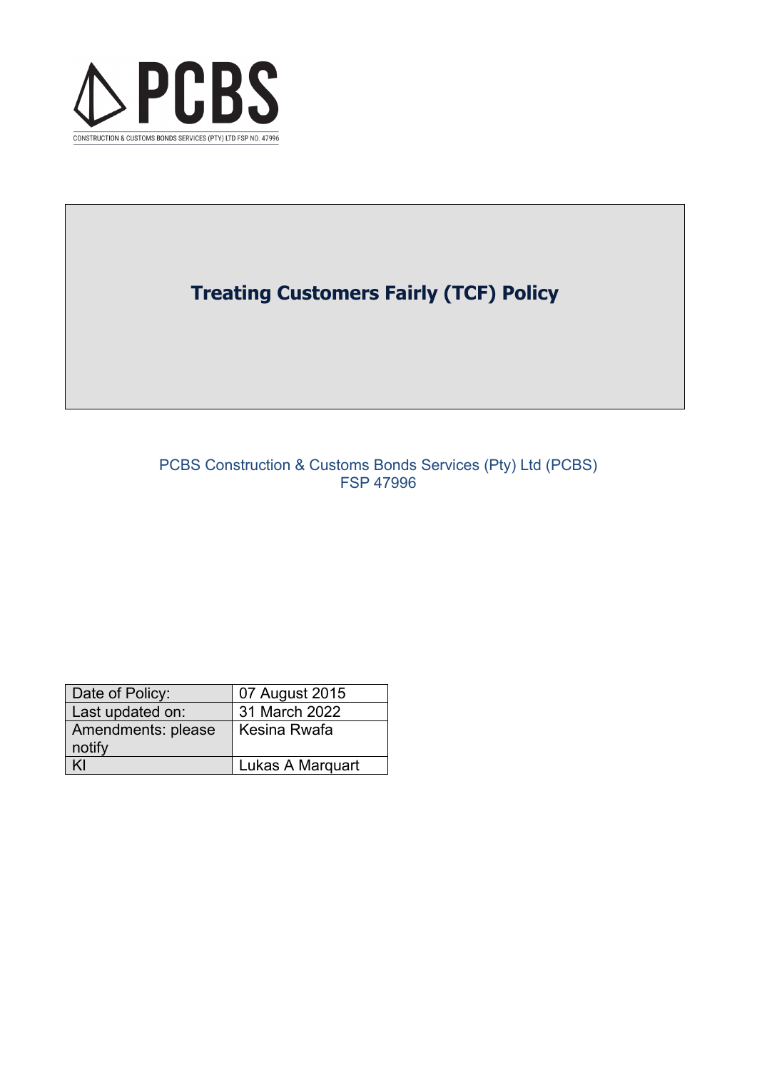PCBS

CONSTRUCTION & CUSTOMS BONDS SERVICES (PTY) LTD FSP NO. 47996

# Treating Customers Fairly (TCF) Policy

PCBS Construction & Customs Bonds Services (Pty) Ltd (PCBS)
FSP 47996

| Date of Policy: | 07 August 2015 |
|---|---|
| Last updated on: | 31 March 2022 |
| Amendments: please notify | Kesina Rwafa |
| KI | Lukas A Marquart |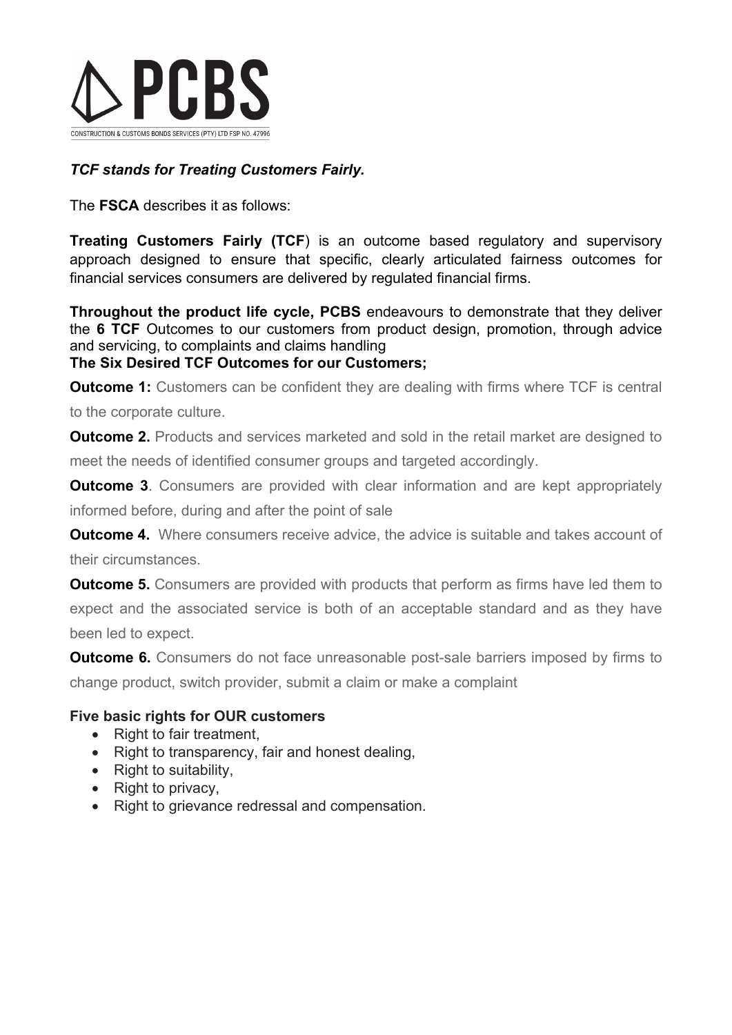**PCBS**

CONSTRUCTION & CUSTOMS BONDS SERVICES (PTY) LTD FSP NO. 47996

***TCF stands for Treating Customers Fairly.***

The **FSCA** describes it as follows:

**Treating Customers Fairly (TCF**) is an outcome based regulatory and supervisory approach designed to ensure that specific, clearly articulated fairness outcomes for financial services consumers are delivered by regulated financial firms.

**Throughout the product life cycle, PCBS** endeavours to demonstrate that they deliver the **6 TCF** Outcomes to our customers from product design, promotion, through advice and servicing, to complaints and claims handling

**The Six Desired TCF Outcomes for our Customers;**

**Outcome 1:** Customers can be confident they are dealing with firms where TCF is central to the corporate culture.

**Outcome 2.** Products and services marketed and sold in the retail market are designed to meet the needs of identified consumer groups and targeted accordingly.

**Outcome 3**. Consumers are provided with clear information and are kept appropriately informed before, during and after the point of sale

**Outcome 4.** Where consumers receive advice, the advice is suitable and takes account of their circumstances.

**Outcome 5.** Consumers are provided with products that perform as firms have led them to expect and the associated service is both of an acceptable standard and as they have been led to expect.

**Outcome 6.** Consumers do not face unreasonable post-sale barriers imposed by firms to change product, switch provider, submit a claim or make a complaint

**Five basic rights for OUR customers**

- Right to fair treatment,
- Right to transparency, fair and honest dealing,
- Right to suitability,
- Right to privacy,
- Right to grievance redressal and compensation.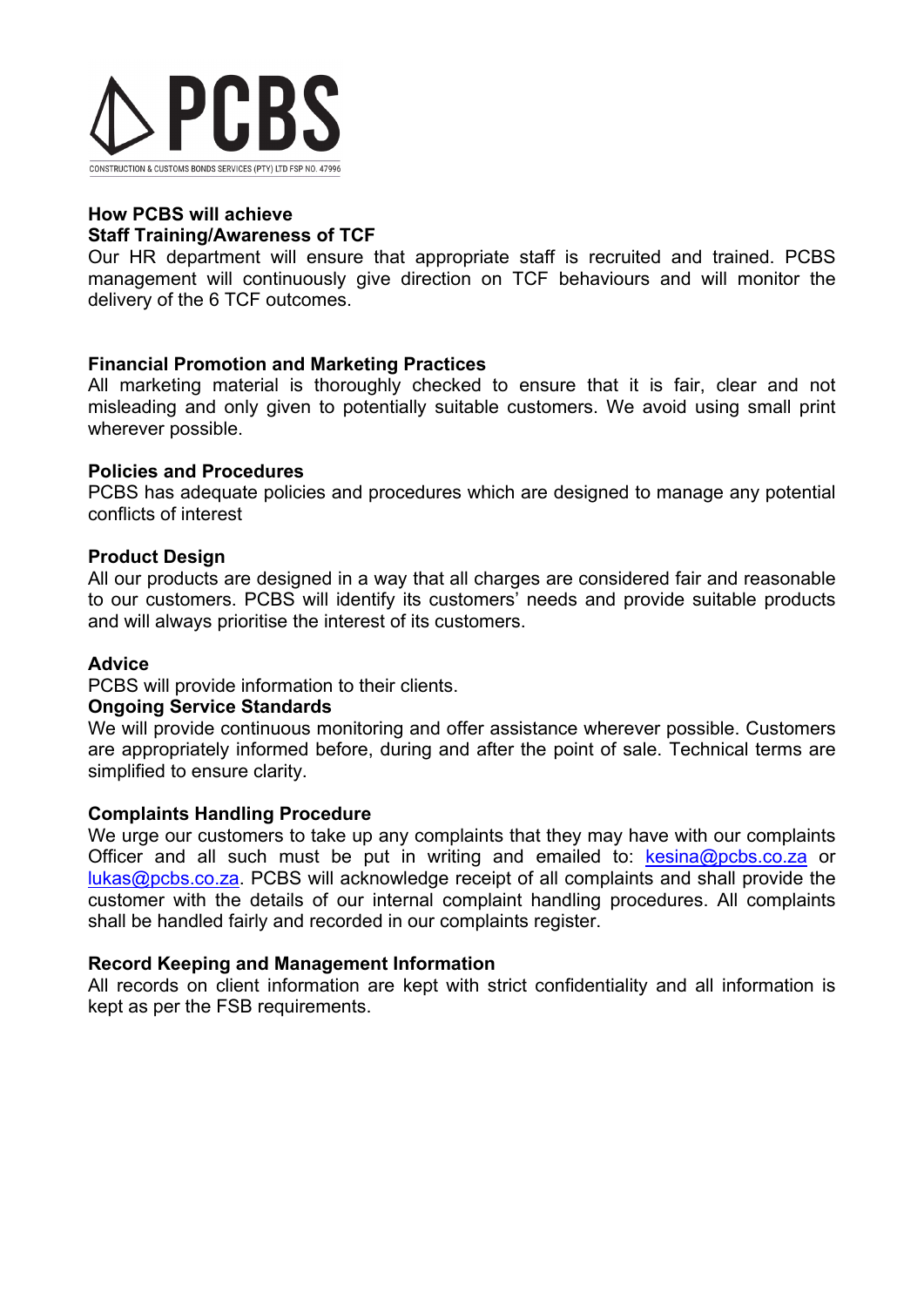PCBS

CONSTRUCTION & CUSTOMS BONDS SERVICES (PTY) LTD FSP NO. 47996

**How PCBS will achieve**
**Staff Training/Awareness of TCF**

Our HR department will ensure that appropriate staff is recruited and trained. PCBS management will continuously give direction on TCF behaviours and will monitor the delivery of the 6 TCF outcomes.

**Financial Promotion and Marketing Practices**

All marketing material is thoroughly checked to ensure that it is fair, clear and not misleading and only given to potentially suitable customers. We avoid using small print wherever possible.

**Policies and Procedures**

PCBS has adequate policies and procedures which are designed to manage any potential conflicts of interest

**Product Design**

All our products are designed in a way that all charges are considered fair and reasonable to our customers. PCBS will identify its customers' needs and provide suitable products and will always prioritise the interest of its customers.

**Advice**

PCBS will provide information to their clients.

**Ongoing Service Standards**

We will provide continuous monitoring and offer assistance wherever possible. Customers are appropriately informed before, during and after the point of sale. Technical terms are simplified to ensure clarity.

**Complaints Handling Procedure**

We urge our customers to take up any complaints that they may have with our complaints Officer and all such must be put in writing and emailed to: kesina@pcbs.co.za or lukas@pcbs.co.za. PCBS will acknowledge receipt of all complaints and shall provide the customer with the details of our internal complaint handling procedures. All complaints shall be handled fairly and recorded in our complaints register.

**Record Keeping and Management Information**

All records on client information are kept with strict confidentiality and all information is kept as per the FSB requirements.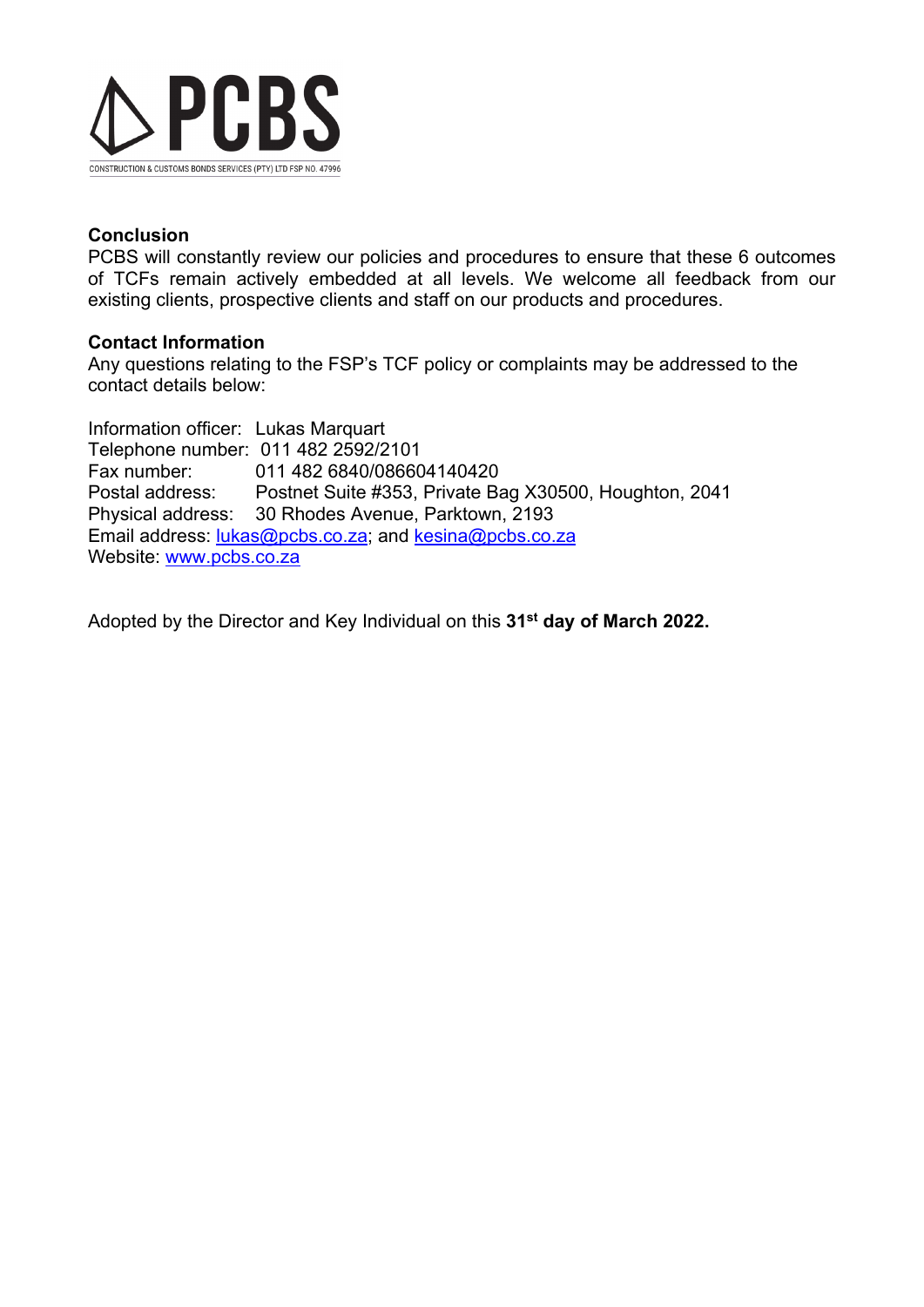**Conclusion**
PCBS will constantly review our policies and procedures to ensure that these 6 outcomes of TCFs remain actively embedded at all levels. We welcome all feedback from our existing clients, prospective clients and staff on our products and procedures.

**Contact Information**
Any questions relating to the FSP's TCF policy or complaints may be addressed to the contact details below:

Information officer: Lukas Marquart
Telephone number: 011 482 2592/2101
Fax number: 011 482 6840/086604140420
Postal address: Postnet Suite #353, Private Bag X30500, Houghton, 2041
Physical address: 30 Rhodes Avenue, Parktown, 2193
Email address: lukas@pcbs.co.za; and kesina@pcbs.co.za
Website: www.pcbs.co.za

Adopted by the Director and Key Individual on this **31st day of March 2022.**